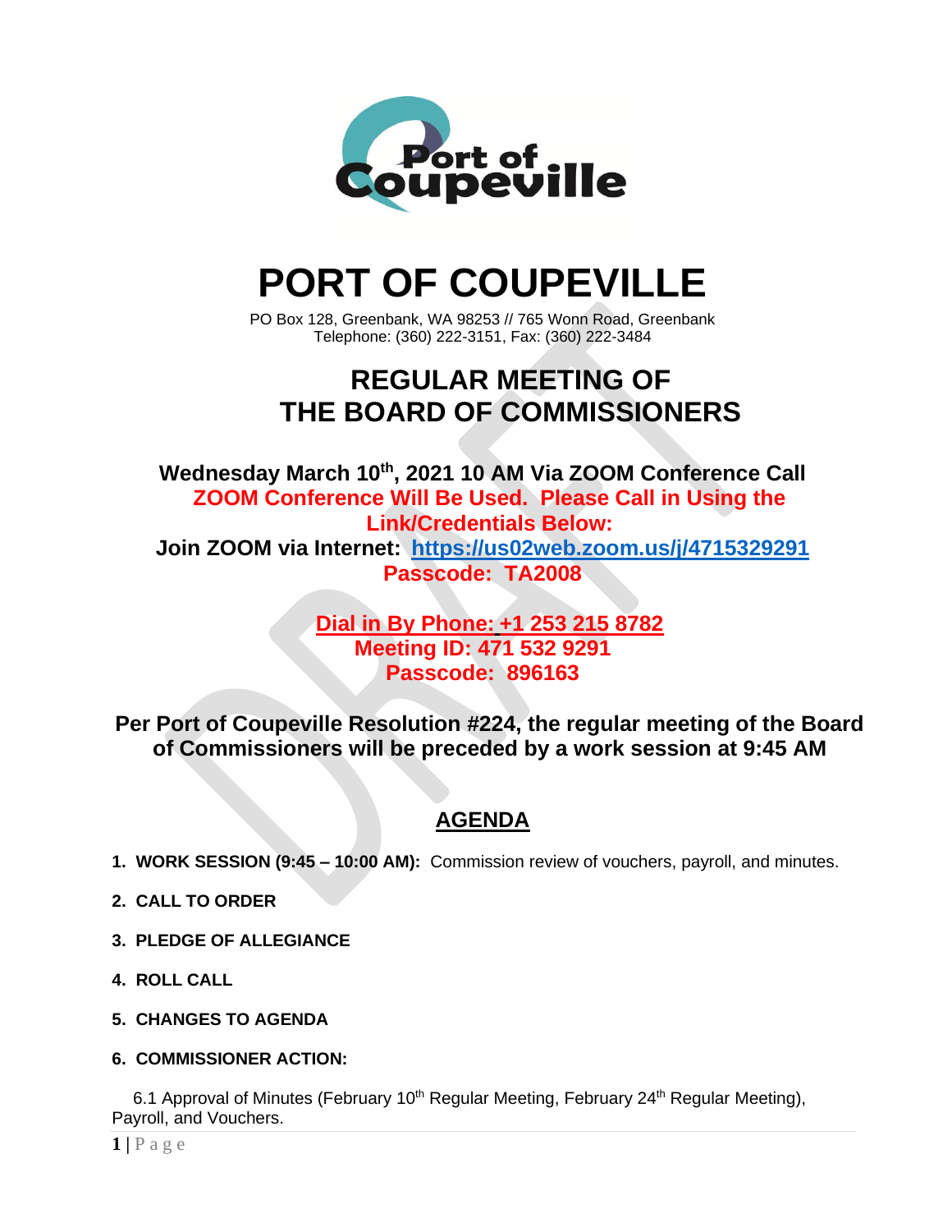# PORT OF COUPEVILLE

PO Box 128, Greenbank, WA 98253 // 765 Wonn Road, Greenbank
Telephone: (360) 222-3151, Fax: (360) 222-3484

## REGULAR MEETING OF THE BOARD OF COMMISSIONERS

**Wednesday March 10th, 2021 10 AM Via ZOOM Conference Call**
**ZOOM Conference Will Be Used. Please Call in Using the Link/Credentials Below:**
**Join ZOOM via Internet: https://us02web.zoom.us/j/4715329291**
**Passcode: TA2008**

**Dial in By Phone: +1 253 215 8782**
**Meeting ID: 471 532 9291**
**Passcode: 896163**

**Per Port of Coupeville Resolution #224, the regular meeting of the Board of Commissioners will be preceded by a work session at 9:45 AM**

## AGENDA

1. **WORK SESSION (9:45 – 10:00 AM):** Commission review of vouchers, payroll, and minutes.
2. **CALL TO ORDER**
3. **PLEDGE OF ALLEGIANCE**
4. **ROLL CALL**
5. **CHANGES TO AGENDA**
6. **COMMISSIONER ACTION:**

   6.1 Approval of Minutes (February 10th Regular Meeting, February 24th Regular Meeting), Payroll, and Vouchers.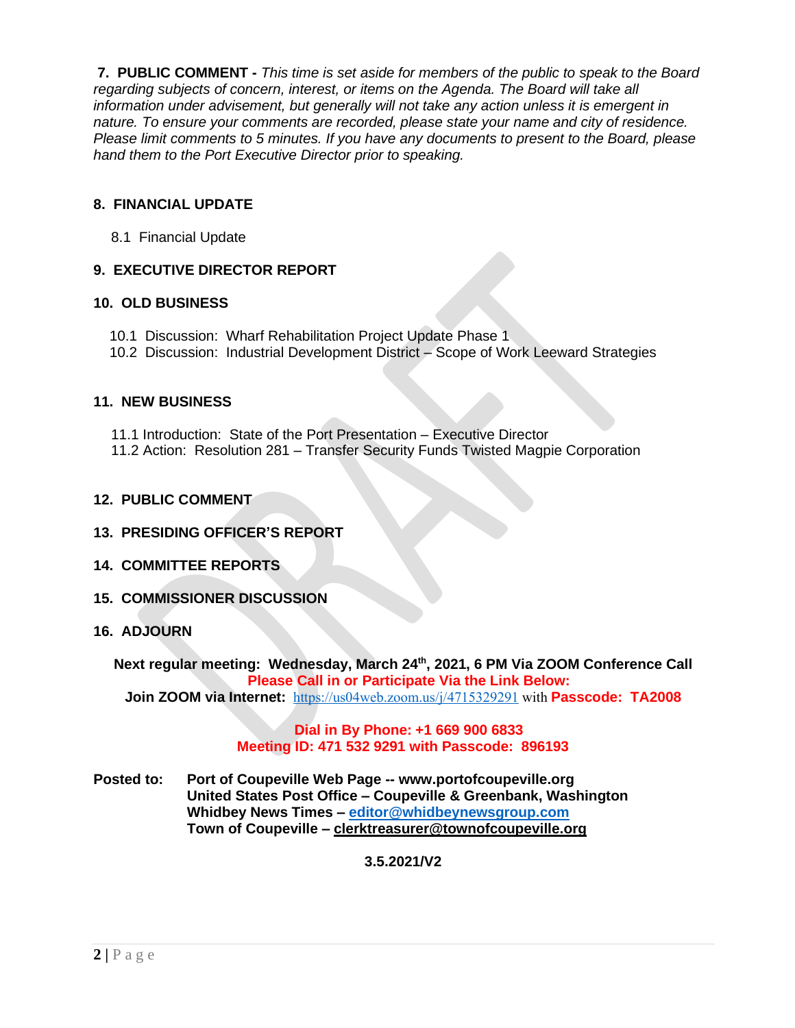**7. PUBLIC COMMENT -** *This time is set aside for members of the public to speak to the Board regarding subjects of concern, interest, or items on the Agenda. The Board will take all information under advisement, but generally will not take any action unless it is emergent in nature. To ensure your comments are recorded, please state your name and city of residence. Please limit comments to 5 minutes. If you have any documents to present to the Board, please hand them to the Port Executive Director prior to speaking.*

**8. FINANCIAL UPDATE**

8.1 Financial Update

**9. EXECUTIVE DIRECTOR REPORT**

**10. OLD BUSINESS**

10.1 Discussion: Wharf Rehabilitation Project Update Phase 1
10.2 Discussion: Industrial Development District – Scope of Work Leeward Strategies

**11. NEW BUSINESS**

11.1 Introduction: State of the Port Presentation – Executive Director
11.2 Action: Resolution 281 – Transfer Security Funds Twisted Magpie Corporation

**12. PUBLIC COMMENT**

**13. PRESIDING OFFICER'S REPORT**

**14. COMMITTEE REPORTS**

**15. COMMISSIONER DISCUSSION**

**16. ADJOURN**

**Next regular meeting: Wednesday, March 24th, 2021, 6 PM Via ZOOM Conference Call**
**Please Call in or Participate Via the Link Below:**
**Join ZOOM via Internet:** https://us04web.zoom.us/j/4715329291 with **Passcode: TA2008**

**Dial in By Phone: +1 669 900 6833**
**Meeting ID: 471 532 9291 with Passcode: 896193**

**Posted to:** **Port of Coupeville Web Page -- www.portofcoupeville.org**
**United States Post Office – Coupeville & Greenbank, Washington**
**Whidbey News Times – editor@whidbeynewsgroup.com**
**Town of Coupeville – clerktreasurer@townofcoupeville.org**

**3.5.2021/V2**